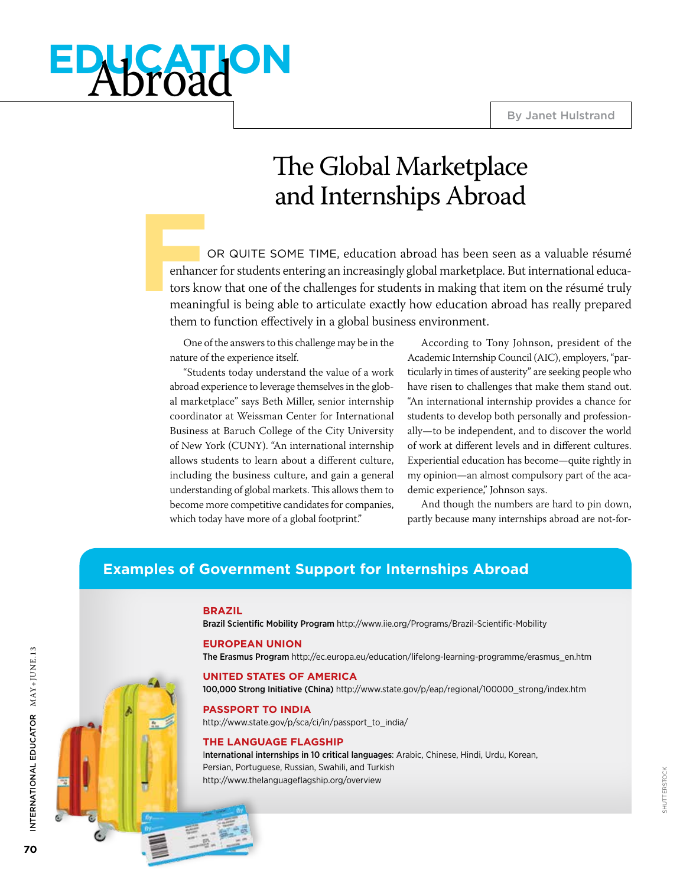# EDUCATION Abroad

By Janet Hulstrand

## The Global Marketplace and Internships Abroad

FOR QUITE SOME TIME, education abroad has been seen as a valuable résumé enhancer for students entering an increasingly global marketplace. But international educators know that one of the challenges for students in making that item on the résumé truly meaningful is being able to articulate exactly how education abroad has really prepared them to function effectively in a global business environment.

One of the answers to this challenge may be in the nature of the experience itself.

"Students today understand the value of a work abroad experience to leverage themselves in the global marketplace" says Beth Miller, senior internship coordinator at Weissman Center for International Business at Baruch College of the City University of New York (CUNY). "An international internship allows students to learn about a different culture, including the business culture, and gain a general understanding of global markets. This allows them to become more competitive candidates for companies, which today have more of a global footprint."

According to Tony Johnson, president of the Academic Internship Council (AIC), employers, "particularly in times of austerity" are seeking people who have risen to challenges that make them stand out. "An international internship provides a chance for students to develop both personally and professionally—to be independent, and to discover the world of work at different levels and in different cultures. Experiential education has become—quite rightly in my opinion—an almost compulsory part of the academic experience," Johnson says.

And though the numbers are hard to pin down, partly because many internships abroad are not-for-

### Examples of Government Support for Internships Abroad

**BRAZIL**
**Brazil Scientific Mobility Program** http://www.iie.org/Programs/Brazil-Scientific-Mobility

**EUROPEAN UNION**
**The Erasmus Program** http://ec.europa.eu/education/lifelong-learning-programme/erasmus_en.htm

**UNITED STATES OF AMERICA**
**100,000 Strong Initiative (China)** http://www.state.gov/p/eap/regional/100000_strong/index.htm

**PASSPORT TO INDIA**
http://www.state.gov/p/sca/ci/in/passport_to_india/

**THE LANGUAGE FLAGSHIP**
**International internships in 10 critical languages**: Arabic, Chinese, Hindi, Urdu, Korean, Persian, Portuguese, Russian, Swahili, and Turkish
http://www.thelanguageflagship.org/overview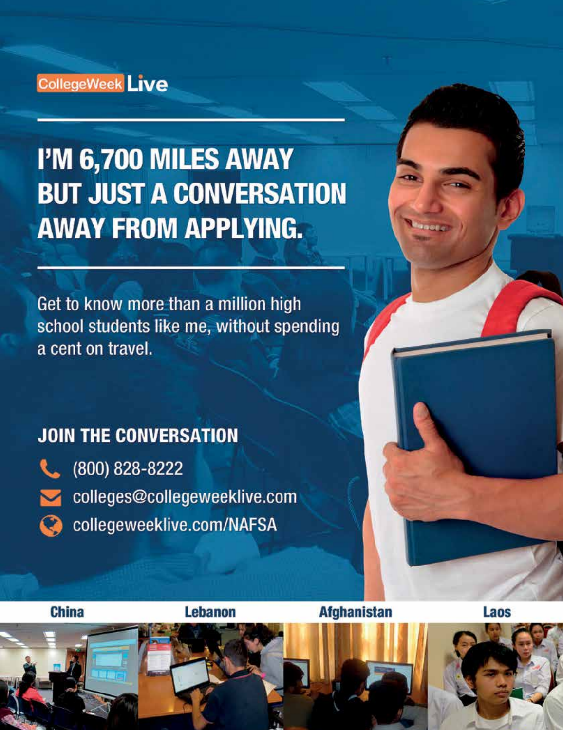CollegeWeek Live

# I'M 6,700 MILES AWAY BUT JUST A CONVERSATION AWAY FROM APPLYING.

Get to know more than a million high school students like me, without spending a cent on travel.

## JOIN THE CONVERSATION

- (800) 828-8222
- colleges@collegeweeklive.com
- collegeweeklive.com/NAFSA

China | Lebanon | Afghanistan | Laos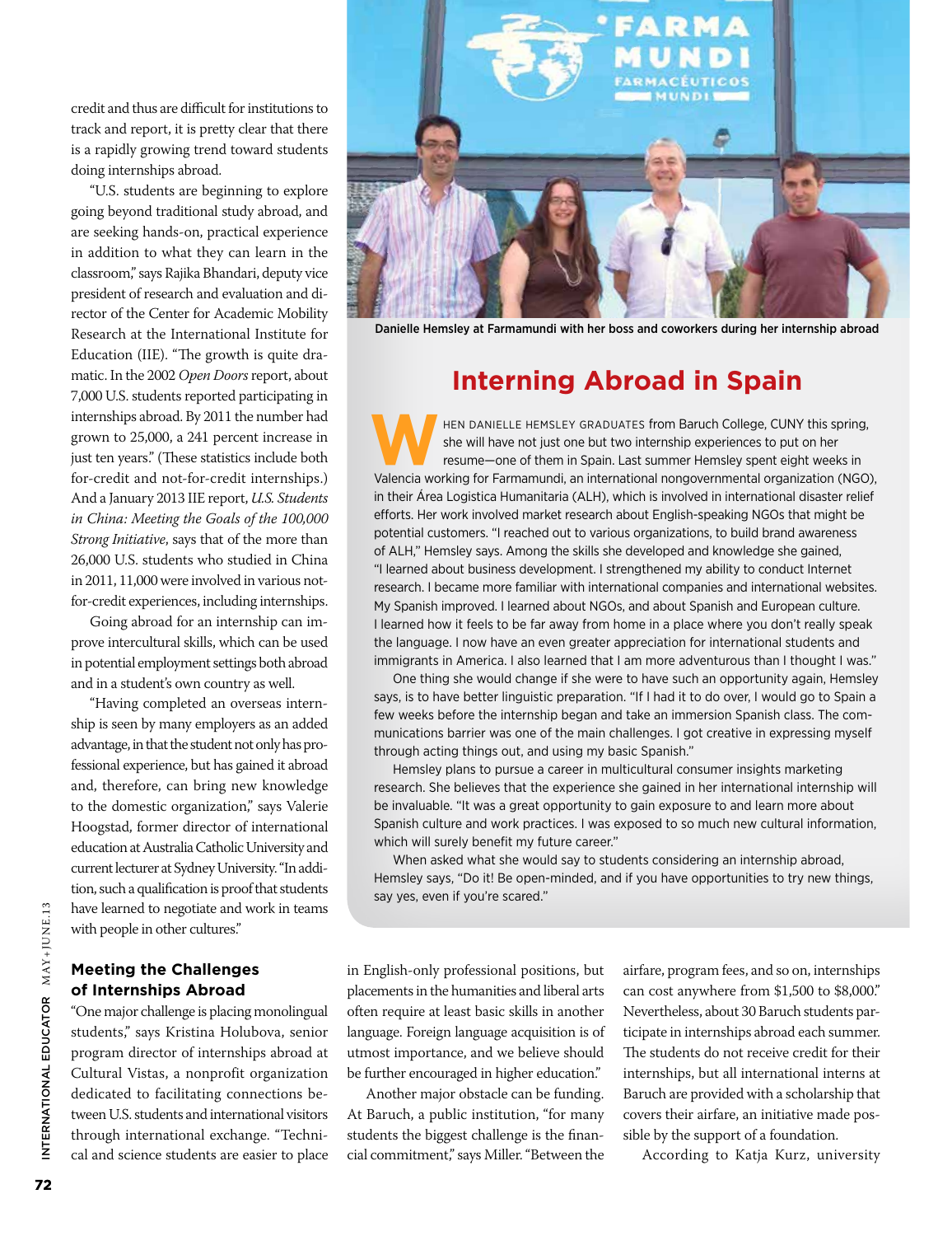credit and thus are difficult for institutions to track and report, it is pretty clear that there is a rapidly growing trend toward students doing internships abroad.

"U.S. students are beginning to explore going beyond traditional study abroad, and are seeking hands-on, practical experience in addition to what they can learn in the classroom," says Rajika Bhandari, deputy vice president of research and evaluation and director of the Center for Academic Mobility Research at the International Institute for Education (IIE). "The growth is quite dramatic. In the 2002 *Open Doors* report, about 7,000 U.S. students reported participating in internships abroad. By 2011 the number had grown to 25,000, a 241 percent increase in just ten years." (These statistics include both for-credit and not-for-credit internships.) And a January 2013 IIE report, *U.S. Students in China: Meeting the Goals of the 100,000 Strong Initiative*, says that of the more than 26,000 U.S. students who studied in China in 2011, 11,000 were involved in various not-for-credit experiences, including internships.

Going abroad for an internship can improve intercultural skills, which can be used in potential employment settings both abroad and in a student's own country as well.

"Having completed an overseas internship is seen by many employers as an added advantage, in that the student not only has professional experience, but has gained it abroad and, therefore, can bring new knowledge to the domestic organization," says Valerie Hoogstad, former director of international education at Australia Catholic University and current lecturer at Sydney University. "In addition, such a qualification is proof that students have learned to negotiate and work in teams with people in other cultures."

Danielle Hemsley at Farmamundi with her boss and coworkers during her internship abroad

## Interning Abroad in Spain

When Danielle Hemsley graduates from Baruch College, CUNY this spring, she will have not just one but two internship experiences to put on her resume—one of them in Spain. Last summer Hemsley spent eight weeks in Valencia working for Farmamundi, an international nongovernmental organization (NGO), in their Área Logistica Humanitaria (ALH), which is involved in international disaster relief efforts. Her work involved market research about English-speaking NGOs that might be potential customers. "I reached out to various organizations, to build brand awareness of ALH," Hemsley says. Among the skills she developed and knowledge she gained, "I learned about business development. I strengthened my ability to conduct Internet research. I became more familiar with international companies and international websites. My Spanish improved. I learned about NGOs, and about Spanish and European culture. I learned how it feels to be far away from home in a place where you don't really speak the language. I now have an even greater appreciation for international students and immigrants in America. I also learned that I am more adventurous than I thought I was."

One thing she would change if she were to have such an opportunity again, Hemsley says, is to have better linguistic preparation. "If I had it to do over, I would go to Spain a few weeks before the internship began and take an immersion Spanish class. The communications barrier was one of the main challenges. I got creative in expressing myself through acting things out, and using my basic Spanish."

Hemsley plans to pursue a career in multicultural consumer insights marketing research. She believes that the experience she gained in her international internship will be invaluable. "It was a great opportunity to gain exposure to and learn more about Spanish culture and work practices. I was exposed to so much new cultural information, which will surely benefit my future career."

When asked what she would say to students considering an internship abroad, Hemsley says, "Do it! Be open-minded, and if you have opportunities to try new things, say yes, even if you're scared."

## Meeting the Challenges of Internships Abroad

"One major challenge is placing monolingual students," says Kristina Holubova, senior program director of internships abroad at Cultural Vistas, a nonprofit organization dedicated to facilitating connections between U.S. students and international visitors through international exchange. "Technical and science students are easier to place in English-only professional positions, but placements in the humanities and liberal arts often require at least basic skills in another language. Foreign language acquisition is of utmost importance, and we believe should be further encouraged in higher education."

Another major obstacle can be funding. At Baruch, a public institution, "for many students the biggest challenge is the financial commitment," says Miller. "Between the airfare, program fees, and so on, internships can cost anywhere from $1,500 to $8,000." Nevertheless, about 30 Baruch students participate in internships abroad each summer. The students do not receive credit for their internships, but all international interns at Baruch are provided with a scholarship that covers their airfare, an initiative made possible by the support of a foundation.

According to Katja Kurz, university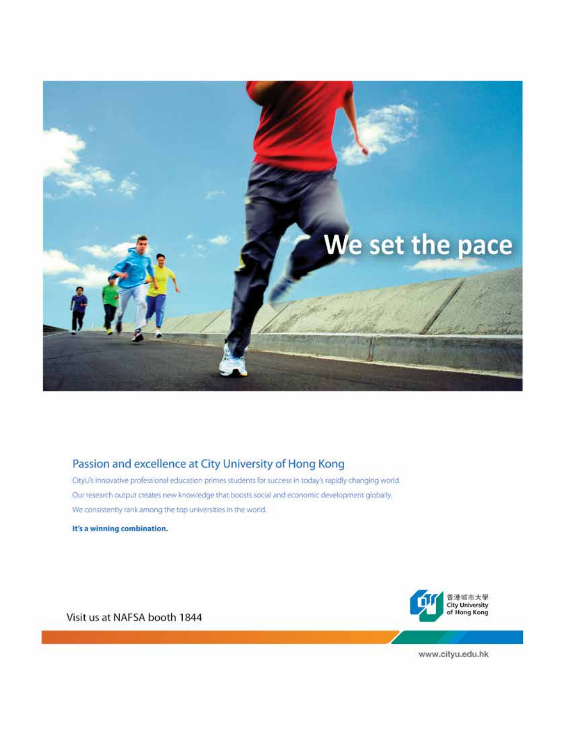We set the pace

## Passion and excellence at City University of Hong Kong

CityU's innovative professional education primes students for success in today's rapidly changing world.

Our research output creates new knowledge that boosts social and economic development globally.

We consistently rank among the top universities in the world.

**It's a winning combination.**

Visit us at NAFSA booth 1844

香港城市大學
City University of Hong Kong

www.cityu.edu.hk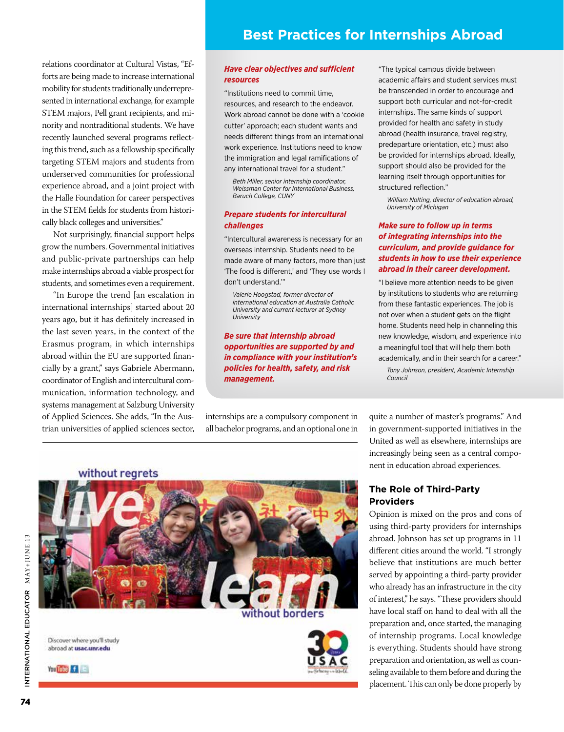relations coordinator at Cultural Vistas, "Efforts are being made to increase international mobility for students traditionally underrepresented in international exchange, for example STEM majors, Pell grant recipients, and minority and nontraditional students. We have recently launched several programs reflecting this trend, such as a fellowship specifically targeting STEM majors and students from underserved communities for professional experience abroad, and a joint project with the Halle Foundation for career perspectives in the STEM fields for students from historically black colleges and universities."

Not surprisingly, financial support helps grow the numbers. Governmental initiatives and public-private partnerships can help make internships abroad a viable prospect for students, and sometimes even a requirement.

"In Europe the trend [an escalation in international internships] started about 20 years ago, but it has definitely increased in the last seven years, in the context of the Erasmus program, in which internships abroad within the EU are supported financially by a grant," says Gabriele Abermann, coordinator of English and intercultural communication, information technology, and systems management at Salzburg University of Applied Sciences. She adds, "In the Austrian universities of applied sciences sector, internships are a compulsory component in all bachelor programs, and an optional one in quite a number of master's programs." And in government-supported initiatives in the United as well as elsewhere, internships are increasingly being seen as a central component in education abroad experiences.

## Best Practices for Internships Abroad

***Have clear objectives and sufficient resources***

"Institutions need to commit time, resources, and research to the endeavor. Work abroad cannot be done with a 'cookie cutter' approach; each student wants and needs different things from an international work experience. Institutions need to know the immigration and legal ramifications of any international travel for a student."

*Beth Miller, senior internship coordinator, Weissman Center for International Business, Baruch College, CUNY*

***Prepare students for intercultural challenges***

"Intercultural awareness is necessary for an overseas internship. Students need to be made aware of many factors, more than just 'The food is different,' and 'They use words I don't understand.'"

*Valerie Hoogstad, former director of international education at Australia Catholic University and current lecturer at Sydney University*

***Be sure that internship abroad opportunities are supported by and in compliance with your institution's policies for health, safety, and risk management.***

"The typical campus divide between academic affairs and student services must be transcended in order to encourage and support both curricular and not-for-credit internships. The same kinds of support provided for health and safety in study abroad (health insurance, travel registry, predeparture orientation, etc.) must also be provided for internships abroad. Ideally, support should also be provided for the learning itself through opportunities for structured reflection."

*William Nolting, director of education abroad, University of Michigan*

***Make sure to follow up in terms of integrating internships into the curriculum, and provide guidance for students in how to use their experience abroad in their career development.***

"I believe more attention needs to be given by institutions to students who are returning from these fantastic experiences. The job is not over when a student gets on the flight home. Students need help in channeling this new knowledge, wisdom, and experience into a meaningful tool that will help them both academically, and in their search for a career."

*Tony Johnson, president, Academic Internship Council*

## The Role of Third-Party Providers

Opinion is mixed on the pros and cons of using third-party providers for internships abroad. Johnson has set up programs in 11 different cities around the world. "I strongly believe that institutions are much better served by appointing a third-party provider who already has an infrastructure in the city of interest," he says. "These providers should have local staff on hand to deal with all the preparation and, once started, the managing of internship programs. Local knowledge is everything. Students should have strong preparation and orientation, as well as counseling available to them before and during the placement. This can only be done properly by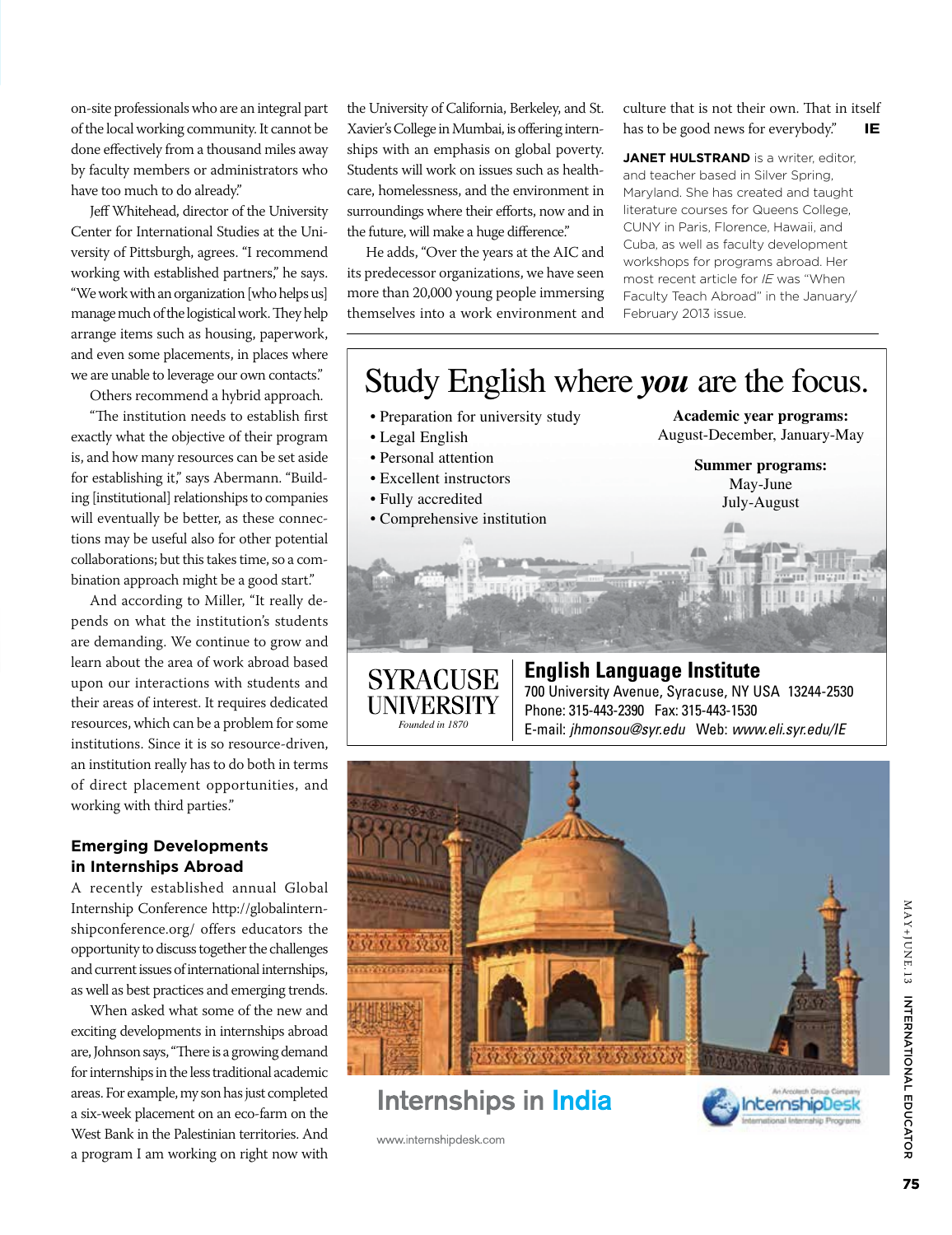on-site professionals who are an integral part of the local working community. It cannot be done effectively from a thousand miles away by faculty members or administrators who have too much to do already."

Jeff Whitehead, director of the University Center for International Studies at the University of Pittsburgh, agrees. "I recommend working with established partners," he says. "We work with an organization [who helps us] manage much of the logistical work. They help arrange items such as housing, paperwork, and even some placements, in places where we are unable to leverage our own contacts."

Others recommend a hybrid approach.

"The institution needs to establish first exactly what the objective of their program is, and how many resources can be set aside for establishing it," says Abermann. "Building [institutional] relationships to companies will eventually be better, as these connections may be useful also for other potential collaborations; but this takes time, so a combination approach might be a good start."

And according to Miller, "It really depends on what the institution's students are demanding. We continue to grow and learn about the area of work abroad based upon our interactions with students and their areas of interest. It requires dedicated resources, which can be a problem for some institutions. Since it is so resource-driven, an institution really has to do both in terms of direct placement opportunities, and working with third parties."

### Emerging Developments in Internships Abroad

A recently established annual Global Internship Conference http://globalinternshipconference.org/ offers educators the opportunity to discuss together the challenges and current issues of international internships, as well as best practices and emerging trends.

When asked what some of the new and exciting developments in internships abroad are, Johnson says, "There is a growing demand for internships in the less traditional academic areas. For example, my son has just completed a six-week placement on an eco-farm on the West Bank in the Palestinian territories. And a program I am working on right now with the University of California, Berkeley, and St. Xavier's College in Mumbai, is offering internships with an emphasis on global poverty. Students will work on issues such as healthcare, homelessness, and the environment in surroundings where their efforts, now and in the future, will make a huge difference."

He adds, "Over the years at the AIC and its predecessor organizations, we have seen more than 20,000 young people immersing themselves into a work environment and culture that is not their own. That in itself has to be good news for everybody." **IE**

**JANET HULSTRAND** is a writer, editor, and teacher based in Silver Spring, Maryland. She has created and taught literature courses for Queens College, CUNY in Paris, Florence, Hawaii, and Cuba, as well as faculty development workshops for programs abroad. Her most recent article for *IE* was "When Faculty Teach Abroad" in the January/February 2013 issue.

---

Study English where ***you*** are the focus.

- Preparation for university study
- Legal English
- Personal attention
- Excellent instructors
- Fully accredited
- Comprehensive institution

**Academic year programs:**
August-December, January-May

**Summer programs:**
May-June
July-August

SYRACUSE UNIVERSITY
*Founded in 1870*

**English Language Institute**
700 University Avenue, Syracuse, NY USA 13244-2530
Phone: 315-443-2390 Fax: 315-443-1530
E-mail: *jhmonsou@syr.edu* Web: *www.eli.syr.edu/IE*

---

Internships in India

InternshipDesk – International Internship Programs – An Arcotech Group Company

www.internshipdesk.com